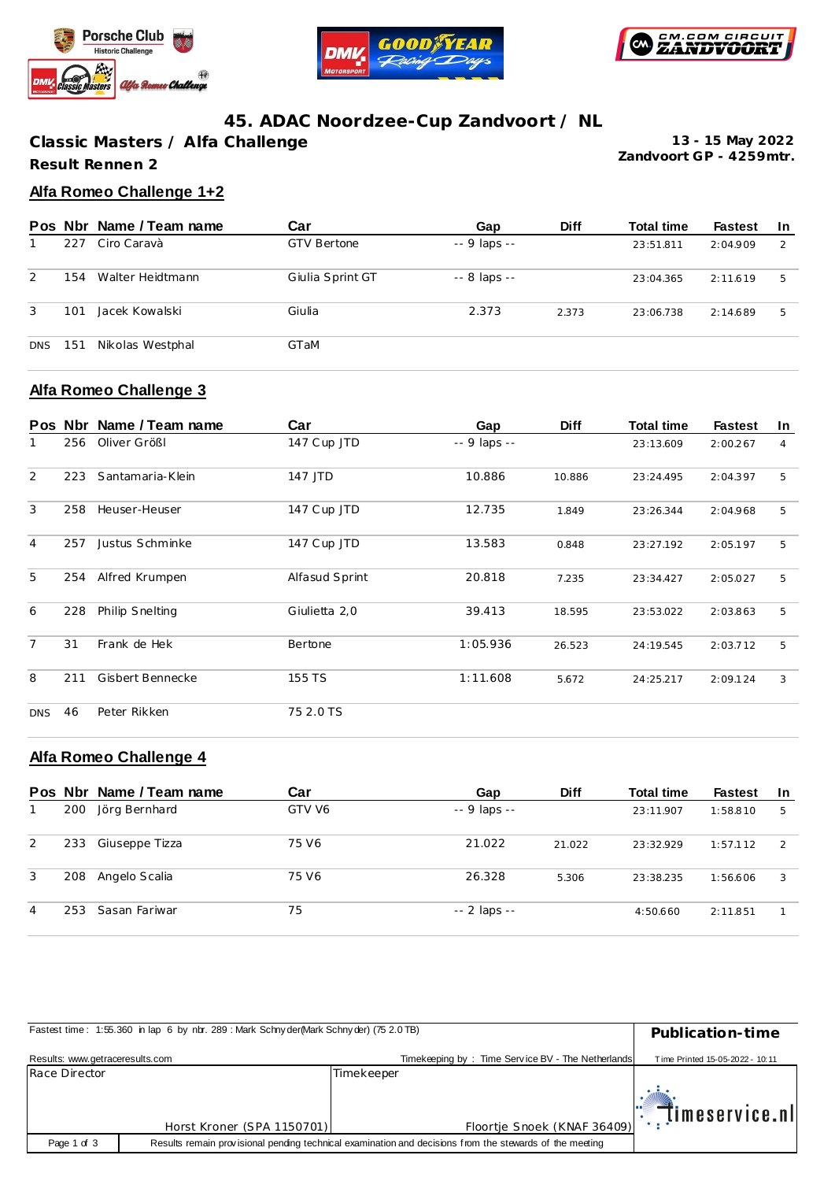# 45. ADAC Noordzee-Cup Zandvoort / NL

**Classic Masters / Alfa Challenge**

**Result Rennen 2**

**13 - 15 May 2022**
**Zandvoort GP - 4259mtr.**

## Alfa Romeo Challenge 1+2

| Pos | Nbr | Name / Team name | Car | Gap | Diff | Total time | Fastest | In |
|---|---|---|---|---|---|---|---|---|
| 1 | 227 | Ciro Caravà | GTV Bertone | -- 9 laps -- | | 23:51.811 | 2:04.909 | 2 |
| 2 | 154 | Walter Heidtmann | Giulia Sprint GT | -- 8 laps -- | | 23:04.365 | 2:11.619 | 5 |
| 3 | 101 | Jacek Kowalski | Giulia | 2.373 | 2.373 | 23:06.738 | 2:14.689 | 5 |
| DNS | 151 | Nikolas Westphal | GTaM | | | | | |

## Alfa Romeo Challenge 3

| Pos | Nbr | Name / Team name | Car | Gap | Diff | Total time | Fastest | In |
|---|---|---|---|---|---|---|---|---|
| 1 | 256 | Oliver Größl | 147 Cup JTD | -- 9 laps -- | | 23:13.609 | 2:00.267 | 4 |
| 2 | 223 | Santamaria-Klein | 147 JTD | 10.886 | 10.886 | 23:24.495 | 2:04.397 | 5 |
| 3 | 258 | Heuser-Heuser | 147 Cup JTD | 12.735 | 1.849 | 23:26.344 | 2:04.968 | 5 |
| 4 | 257 | Justus Schminke | 147 Cup JTD | 13.583 | 0.848 | 23:27.192 | 2:05.197 | 5 |
| 5 | 254 | Alfred Krumpen | Alfasud Sprint | 20.818 | 7.235 | 23:34.427 | 2:05.027 | 5 |
| 6 | 228 | Philip Snelting | Giulietta 2,0 | 39.413 | 18.595 | 23:53.022 | 2:03.863 | 5 |
| 7 | 31 | Frank de Hek | Bertone | 1:05.936 | 26.523 | 24:19.545 | 2:03.712 | 5 |
| 8 | 211 | Gisbert Bennecke | 155 TS | 1:11.608 | 5.672 | 24:25.217 | 2:09.124 | 3 |
| DNS | 46 | Peter Rikken | 75 2.0 TS | | | | | |

## Alfa Romeo Challenge 4

| Pos | Nbr | Name / Team name | Car | Gap | Diff | Total time | Fastest | In |
|---|---|---|---|---|---|---|---|---|
| 1 | 200 | Jörg Bernhard | GTV V6 | -- 9 laps -- | | 23:11.907 | 1:58.810 | 5 |
| 2 | 233 | Giuseppe Tizza | 75 V6 | 21.022 | 21.022 | 23:32.929 | 1:57.112 | 2 |
| 3 | 208 | Angelo Scalia | 75 V6 | 26.328 | 5.306 | 23:38.235 | 1:56.606 | 3 |
| 4 | 253 | Sasan Fariwar | 75 | -- 2 laps -- | | 4:50.660 | 2:11.851 | 1 |

Fastest time: 1:55.360 in lap 6 by nbr. 289 : Mark Schnyder(Mark Schnyder) (75 2.0 TB)

**Publication-time**

Results: www.getraceresults.com

Timekeeping by : Time Service BV - The Netherlands

Time Printed 15-05-2022 - 10:11

| Race Director | Timekeeper |
|---|---|
| Horst Kroner (SPA 1150701) | Floortje Snoek (KNAF 36409) |

Results remain provisional pending technical examination and decisions from the stewards of the meeting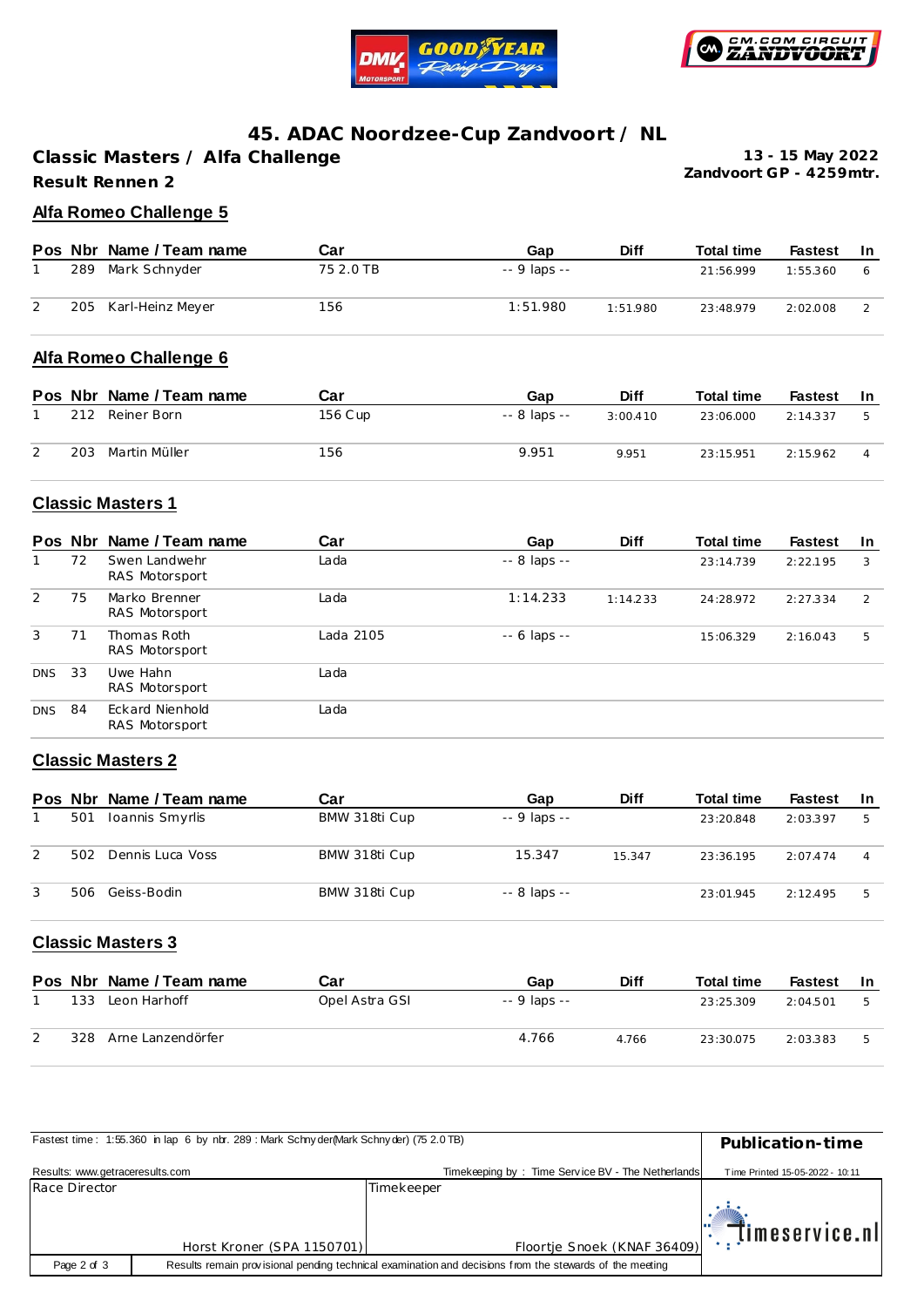# 45. ADAC Noordzee-Cup Zandvoort / NL

**Classic Masters / Alfa Challenge**

**Result Rennen 2**

**13 - 15 May 2022**
**Zandvoort GP - 4259mtr.**

## Alfa Romeo Challenge 5

| Pos | Nbr | Name / Team name | Car | Gap | Diff | Total time | Fastest | In |
|---|---|---|---|---|---|---|---|---|
| 1 | 289 | Mark Schnyder | 75 2.0 TB | -- 9 laps -- | | 21:56.999 | 1:55.360 | 6 |
| 2 | 205 | Karl-Heinz Meyer | 156 | 1:51.980 | 1:51.980 | 23:48.979 | 2:02.008 | 2 |

## Alfa Romeo Challenge 6

| Pos | Nbr | Name / Team name | Car | Gap | Diff | Total time | Fastest | In |
|---|---|---|---|---|---|---|---|---|
| 1 | 212 | Reiner Born | 156 Cup | -- 8 laps -- | 3:00.410 | 23:06.000 | 2:14.337 | 5 |
| 2 | 203 | Martin Müller | 156 | 9.951 | 9.951 | 23:15.951 | 2:15.962 | 4 |

## Classic Masters 1

| Pos | Nbr | Name / Team name | Car | Gap | Diff | Total time | Fastest | In |
|---|---|---|---|---|---|---|---|---|
| 1 | 72 | Swen Landwehr<br>RAS Motorsport | Lada | -- 8 laps -- | | 23:14.739 | 2:22.195 | 3 |
| 2 | 75 | Marko Brenner<br>RAS Motorsport | Lada | 1:14.233 | 1:14.233 | 24:28.972 | 2:27.334 | 2 |
| 3 | 71 | Thomas Roth<br>RAS Motorsport | Lada 2105 | -- 6 laps -- | | 15:06.329 | 2:16.043 | 5 |
| DNS | 33 | Uwe Hahn<br>RAS Motorsport | Lada | | | | | |
| DNS | 84 | Eckard Nienhold<br>RAS Motorsport | Lada | | | | | |

## Classic Masters 2

| Pos | Nbr | Name / Team name | Car | Gap | Diff | Total time | Fastest | In |
|---|---|---|---|---|---|---|---|---|
| 1 | 501 | Ioannis Smyrlis | BMW 318ti Cup | -- 9 laps -- | | 23:20.848 | 2:03.397 | 5 |
| 2 | 502 | Dennis Luca Voss | BMW 318ti Cup | 15.347 | 15.347 | 23:36.195 | 2:07.474 | 4 |
| 3 | 506 | Geiss-Bodin | BMW 318ti Cup | -- 8 laps -- | | 23:01.945 | 2:12.495 | 5 |

## Classic Masters 3

| Pos | Nbr | Name / Team name | Car | Gap | Diff | Total time | Fastest | In |
|---|---|---|---|---|---|---|---|---|
| 1 | 133 | Leon Harhoff | Opel Astra GSI | -- 9 laps -- | | 23:25.309 | 2:04.501 | 5 |
| 2 | 328 | Arne Lanzendörfer | | 4.766 | 4.766 | 23:30.075 | 2:03.383 | 5 |

Fastest time : 1:55.360 in lap 6 by nbr. 289 : Mark Schnyder(Mark Schnyder) (75 2.0 TB)

**Publication-time**

Results: www.getraceresults.com

Timekeeping by : Time Service BV - The Netherlands

Time Printed 15-05-2022 - 10:11

| Race Director | Timekeeper |
|---|---|
| Horst Kroner (SPA 1150701) | Floortje Snoek (KNAF 36409) |

Results remain provisional pending technical examination and decisions from the stewards of the meeting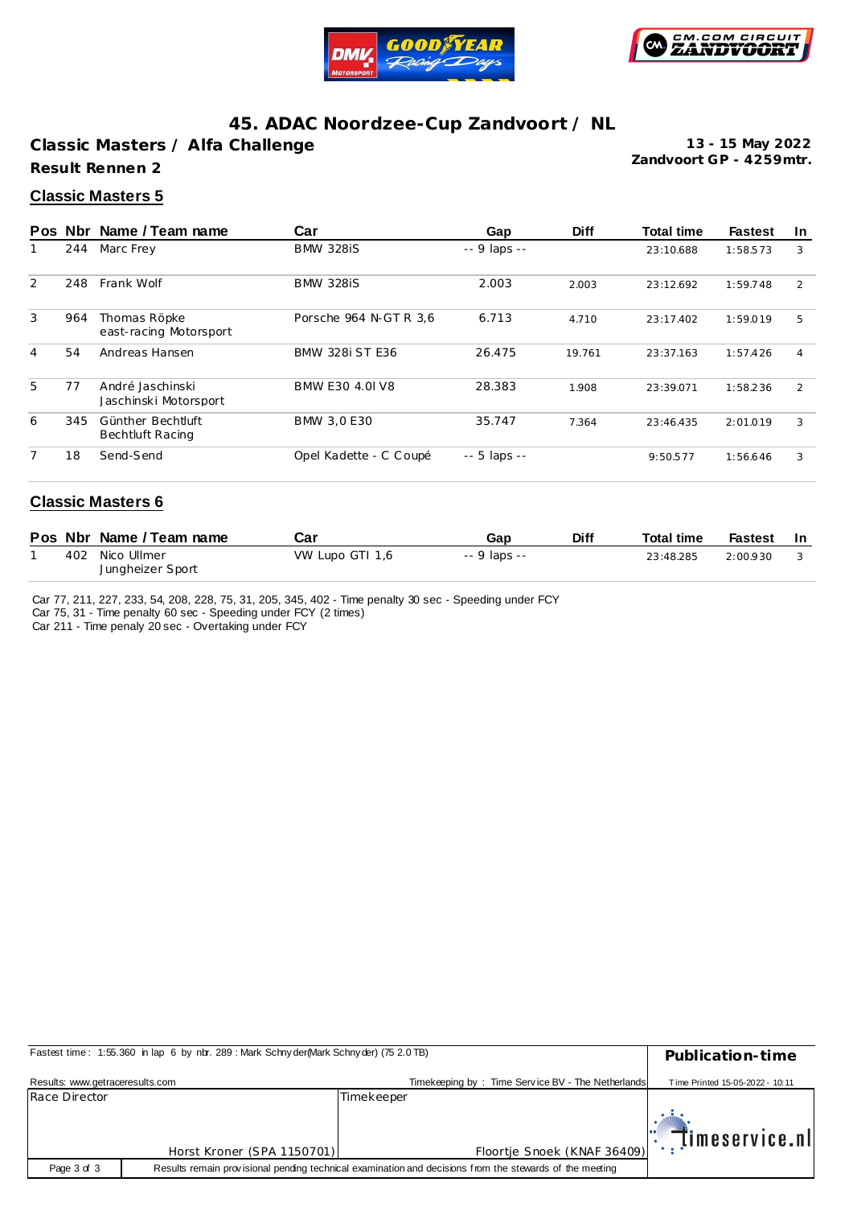# 45. ADAC Noordzee-Cup Zandvoort / NL

**Classic Masters / Alfa Challenge**

**Result Rennen 2**

**13 - 15 May 2022**
**Zandvoort GP - 4259mtr.**

## Classic Masters 5

| Pos | Nbr | Name / Team name | Car | Gap | Diff | Total time | Fastest | In |
|---|---|---|---|---|---|---|---|---|
| 1 | 244 | Marc Frey | BMW 328iS | -- 9 laps -- | | 23:10.688 | 1:58.573 | 3 |
| 2 | 248 | Frank Wolf | BMW 328iS | 2.003 | 2.003 | 23:12.692 | 1:59.748 | 2 |
| 3 | 964 | Thomas Röpke<br>east-racing Motorsport | Porsche 964 N-GT R 3,6 | 6.713 | 4.710 | 23:17.402 | 1:59.019 | 5 |
| 4 | 54 | Andreas Hansen | BMW 328i ST E36 | 26.475 | 19.761 | 23:37.163 | 1:57.426 | 4 |
| 5 | 77 | André Jaschinski<br>Jaschinski Motorsport | BMW E30 4.0l V8 | 28.383 | 1.908 | 23:39.071 | 1:58.236 | 2 |
| 6 | 345 | Günther Bechtluft<br>Bechtluft Racing | BMW 3,0 E30 | 35.747 | 7.364 | 23:46.435 | 2:01.019 | 3 |
| 7 | 18 | Send-Send | Opel Kadette - C Coupé | -- 5 laps -- | | 9:50.577 | 1:56.646 | 3 |

## Classic Masters 6

| Pos | Nbr | Name / Team name | Car | Gap | Diff | Total time | Fastest | In |
|---|---|---|---|---|---|---|---|---|
| 1 | 402 | Nico Ullmer<br>Jungheizer Sport | VW Lupo GTI 1,6 | -- 9 laps -- | | 23:48.285 | 2:00.930 | 3 |

Car 77, 211, 227, 233, 54, 208, 228, 75, 31, 205, 345, 402 - Time penalty 30 sec - Speeding under FCY
Car 75, 31 - Time penalty 60 sec - Speeding under FCY (2 times)
Car 211 - Time penaly 20 sec - Overtaking under FCY

Fastest time : 1:55.360 in lap 6 by nbr. 289 : Mark Schnyder(Mark Schnyder) (75 2.0 TB)

**Publication-time**

Results: www.getraceresults.com

Timekeeping by : Time Service BV - The Netherlands

Time Printed 15-05-2022 - 10:11

Race Director: Horst Kroner (SPA 1150701)

Timekeeper: Floortje Snoek (KNAF 36409)

timeservice.nl

Results remain provisional pending technical examination and decisions from the stewards of the meeting